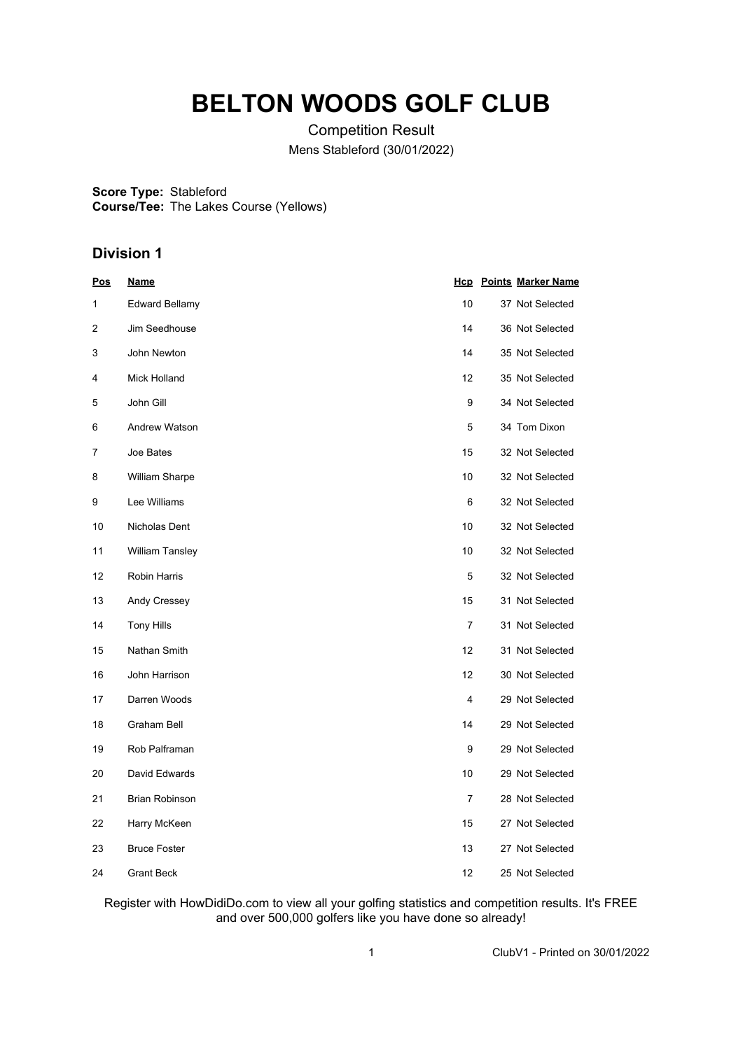# BELTON WOODS GOLF CLUB

Competition Result

Mens Stableford (30/01/2022)

**Score Type:** Stableford
**Course/Tee:** The Lakes Course (Yellows)

## Division 1

| Pos | Name | Hcp | Points | Marker Name |
|---|---|---|---|---|
| 1 | Edward Bellamy | 10 | 37 | Not Selected |
| 2 | Jim Seedhouse | 14 | 36 | Not Selected |
| 3 | John Newton | 14 | 35 | Not Selected |
| 4 | Mick Holland | 12 | 35 | Not Selected |
| 5 | John Gill | 9 | 34 | Not Selected |
| 6 | Andrew Watson | 5 | 34 | Tom Dixon |
| 7 | Joe Bates | 15 | 32 | Not Selected |
| 8 | William Sharpe | 10 | 32 | Not Selected |
| 9 | Lee Williams | 6 | 32 | Not Selected |
| 10 | Nicholas Dent | 10 | 32 | Not Selected |
| 11 | William Tansley | 10 | 32 | Not Selected |
| 12 | Robin Harris | 5 | 32 | Not Selected |
| 13 | Andy Cressey | 15 | 31 | Not Selected |
| 14 | Tony Hills | 7 | 31 | Not Selected |
| 15 | Nathan Smith | 12 | 31 | Not Selected |
| 16 | John Harrison | 12 | 30 | Not Selected |
| 17 | Darren Woods | 4 | 29 | Not Selected |
| 18 | Graham Bell | 14 | 29 | Not Selected |
| 19 | Rob Palframan | 9 | 29 | Not Selected |
| 20 | David Edwards | 10 | 29 | Not Selected |
| 21 | Brian Robinson | 7 | 28 | Not Selected |
| 22 | Harry McKeen | 15 | 27 | Not Selected |
| 23 | Bruce Foster | 13 | 27 | Not Selected |
| 24 | Grant Beck | 12 | 25 | Not Selected |

Register with HowDidiDo.com to view all your golfing statistics and competition results. It's FREE and over 500,000 golfers like you have done so already!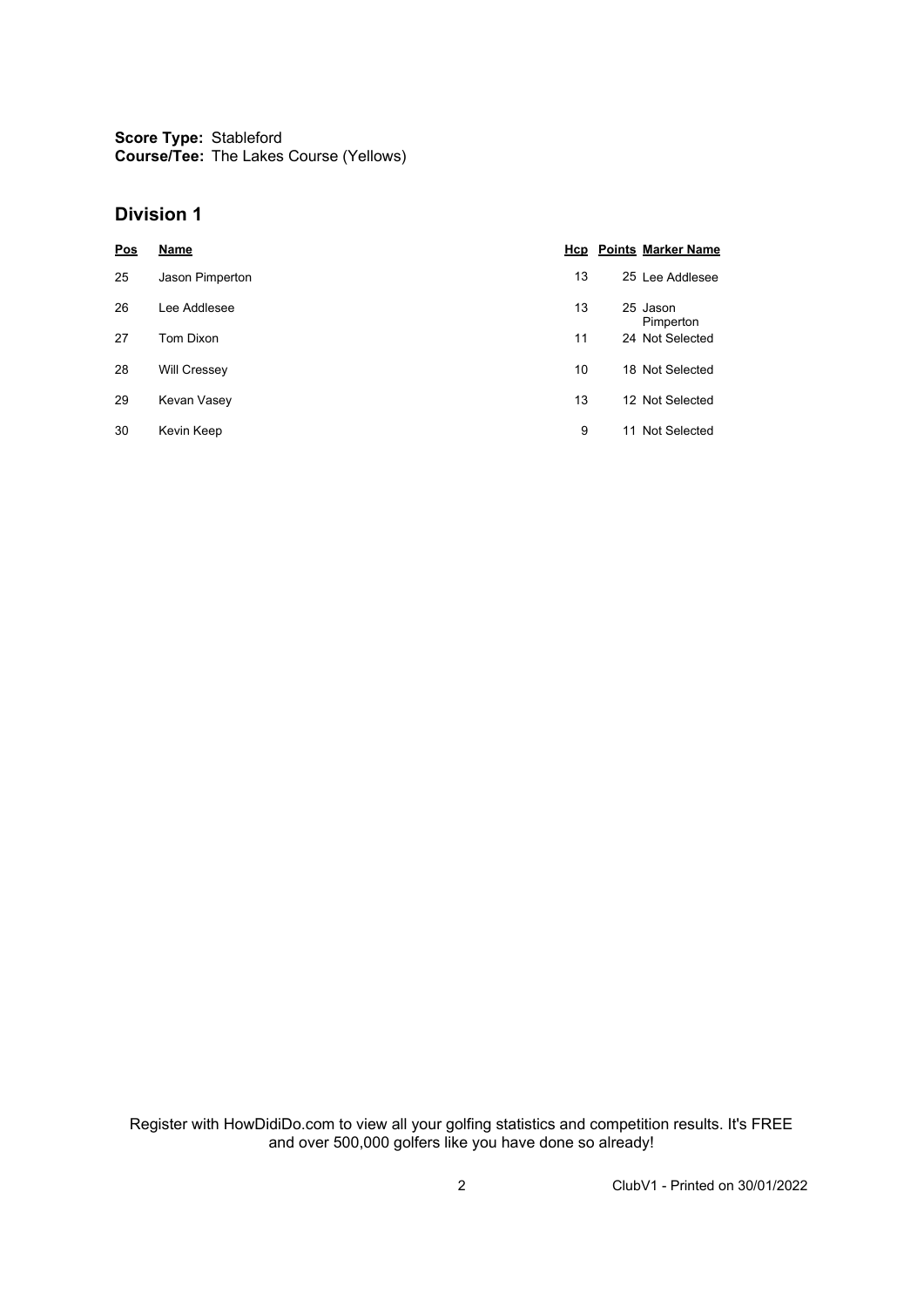**Score Type:** Stableford
**Course/Tee:** The Lakes Course (Yellows)

## Division 1

| Pos | Name | Hcp | Points | Marker Name |
|---|---|---|---|---|
| 25 | Jason Pimperton | 13 | 25 | Lee Addlesee |
| 26 | Lee Addlesee | 13 | 25 | Jason Pimperton |
| 27 | Tom Dixon | 11 | 24 | Not Selected |
| 28 | Will Cressey | 10 | 18 | Not Selected |
| 29 | Kevan Vasey | 13 | 12 | Not Selected |
| 30 | Kevin Keep | 9 | 11 | Not Selected |

Register with HowDidiDo.com to view all your golfing statistics and competition results. It's FREE and over 500,000 golfers like you have done so already!

ClubV1 - Printed on 30/01/2022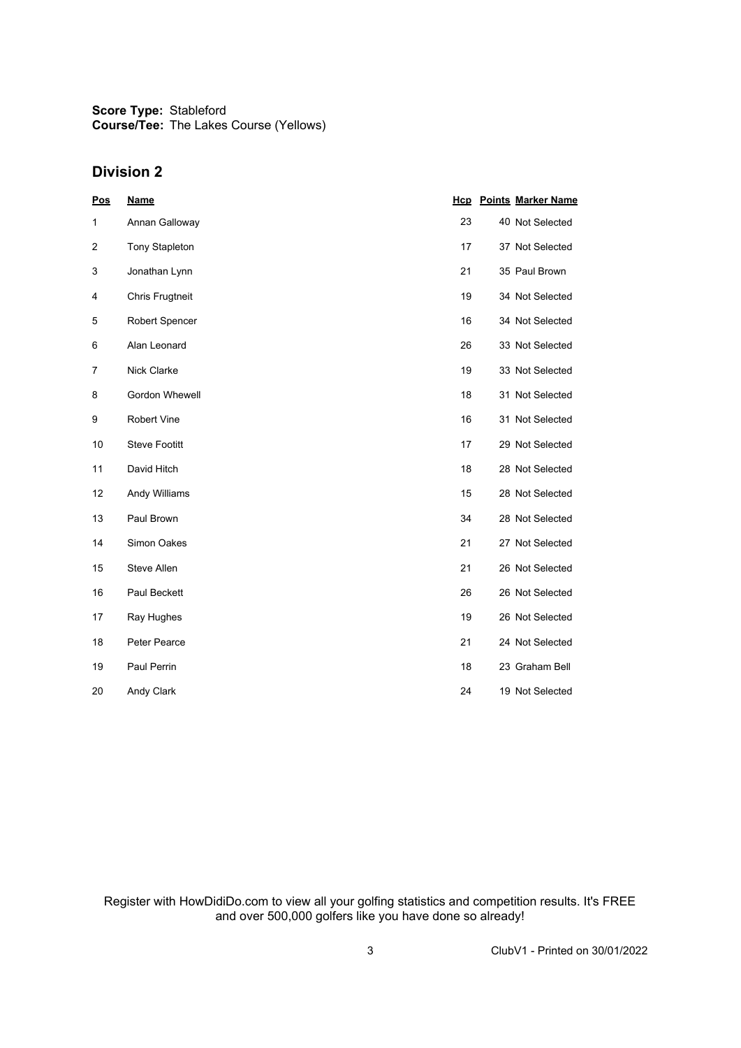**Score Type:** Stableford
**Course/Tee:** The Lakes Course (Yellows)

## Division 2

| Pos | Name | Hcp | Points | Marker Name |
|---|---|---|---|---|
| 1 | Annan Galloway | 23 | 40 | Not Selected |
| 2 | Tony Stapleton | 17 | 37 | Not Selected |
| 3 | Jonathan Lynn | 21 | 35 | Paul Brown |
| 4 | Chris Frugtneit | 19 | 34 | Not Selected |
| 5 | Robert Spencer | 16 | 34 | Not Selected |
| 6 | Alan Leonard | 26 | 33 | Not Selected |
| 7 | Nick Clarke | 19 | 33 | Not Selected |
| 8 | Gordon Whewell | 18 | 31 | Not Selected |
| 9 | Robert Vine | 16 | 31 | Not Selected |
| 10 | Steve Footitt | 17 | 29 | Not Selected |
| 11 | David Hitch | 18 | 28 | Not Selected |
| 12 | Andy Williams | 15 | 28 | Not Selected |
| 13 | Paul Brown | 34 | 28 | Not Selected |
| 14 | Simon Oakes | 21 | 27 | Not Selected |
| 15 | Steve Allen | 21 | 26 | Not Selected |
| 16 | Paul Beckett | 26 | 26 | Not Selected |
| 17 | Ray Hughes | 19 | 26 | Not Selected |
| 18 | Peter Pearce | 21 | 24 | Not Selected |
| 19 | Paul Perrin | 18 | 23 | Graham Bell |
| 20 | Andy Clark | 24 | 19 | Not Selected |

Register with HowDidiDo.com to view all your golfing statistics and competition results. It's FREE and over 500,000 golfers like you have done so already!

ClubV1 - Printed on 30/01/2022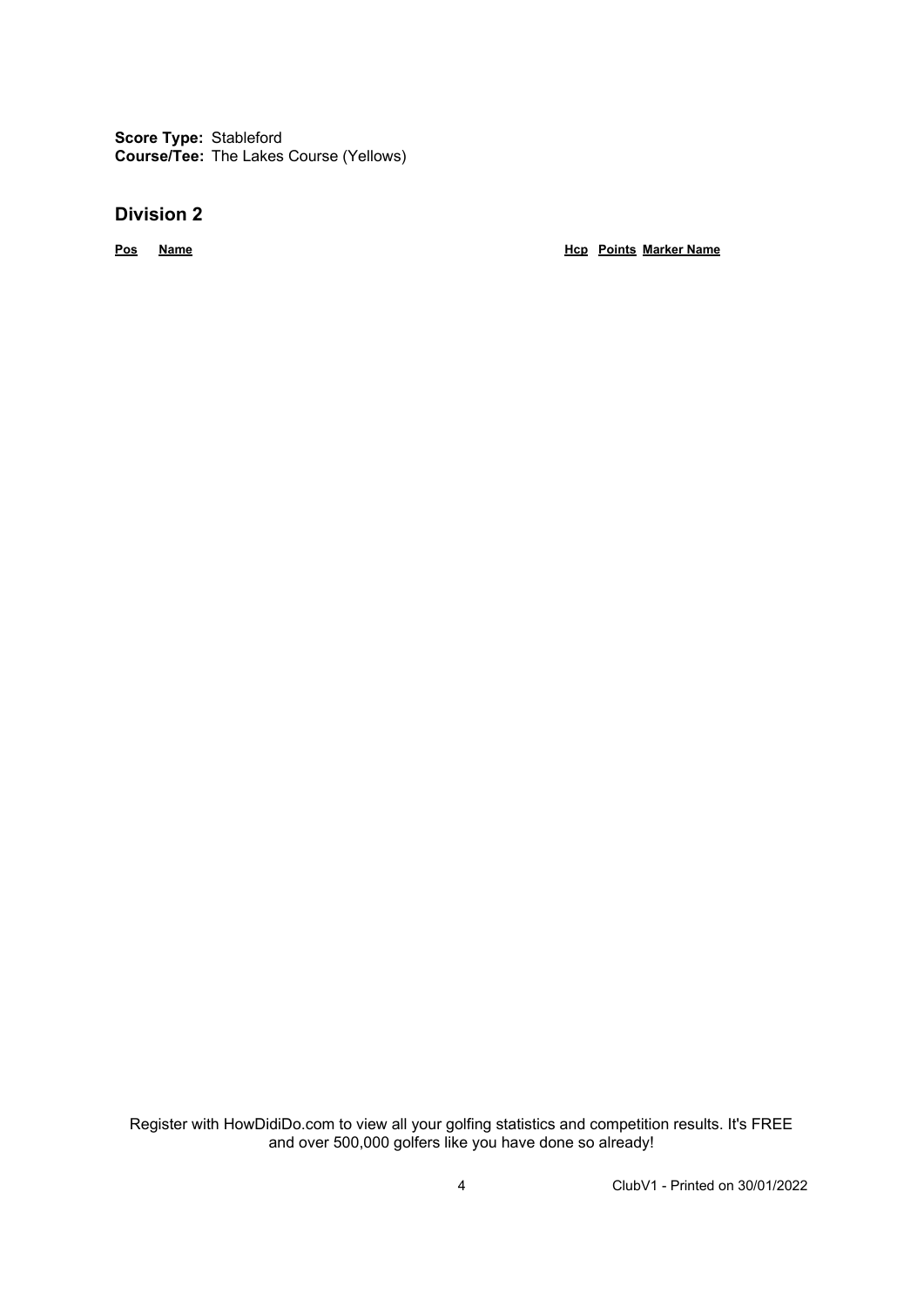**Score Type:** Stableford
**Course/Tee:** The Lakes Course (Yellows)

## Division 2

| Pos | Name | Hcp | Points | Marker Name |
|---|---|---|---|---|

Register with HowDidiDo.com to view all your golfing statistics and competition results. It's FREE and over 500,000 golfers like you have done so already!

ClubV1 - Printed on 30/01/2022